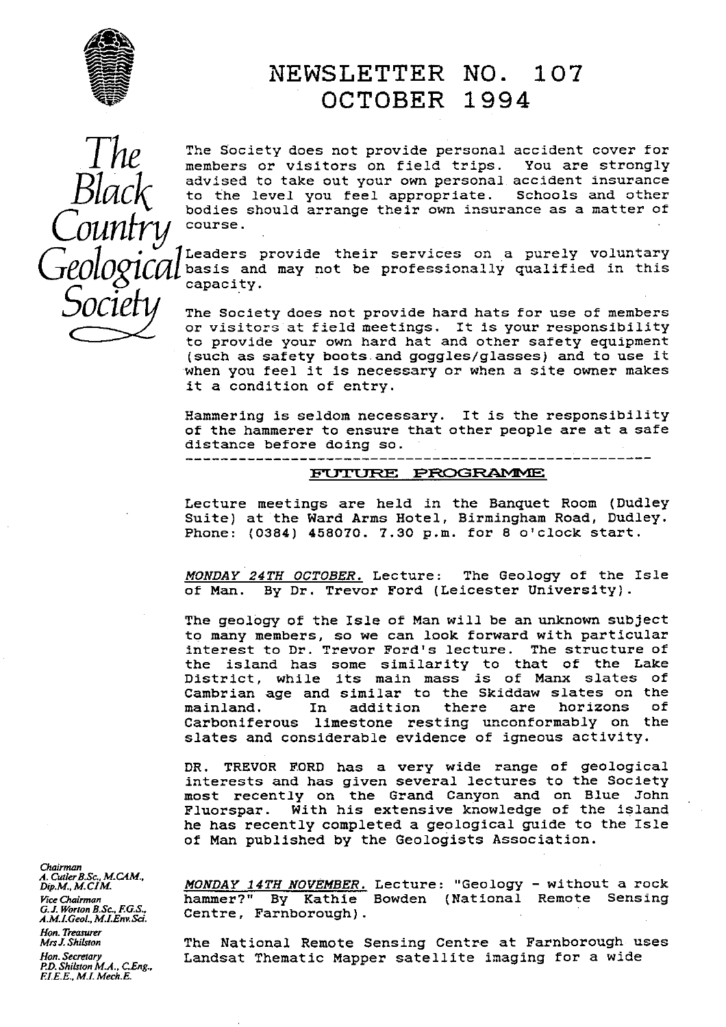# NEWSLETTER NO. 107
# OCTOBER 1994

The Black Country Geological Society

The Society does not provide personal accident cover for members or visitors on field trips. You are strongly advised to take out your own personal accident insurance to the level you feel appropriate. Schools and other bodies should arrange their own insurance as a matter of course.

Leaders provide their services on a purely voluntary basis and may not be professionally qualified in this capacity.

The Society does not provide hard hats for use of members or visitors at field meetings. It is your responsibility to provide your own hard hat and other safety equipment (such as safety boots and goggles/glasses) and to use it when you feel it is necessary or when a site owner makes it a condition of entry.

Hammering is seldom necessary. It is the responsibility of the hammerer to ensure that other people are at a safe distance before doing so.

---

## FUTURE PROGRAMME

Lecture meetings are held in the Banquet Room (Dudley Suite) at the Ward Arms Hotel, Birmingham Road, Dudley. Phone: (0384) 458070. 7.30 p.m. for 8 o'clock start.

*MONDAY 24TH OCTOBER.* Lecture: The Geology of the Isle of Man. By Dr. Trevor Ford (Leicester University).

The geology of the Isle of Man will be an unknown subject to many members, so we can look forward with particular interest to Dr. Trevor Ford's lecture. The structure of the island has some similarity to that of the Lake District, while its main mass is of Manx slates of Cambrian age and similar to the Skiddaw slates on the mainland. In addition there are horizons of Carboniferous limestone resting unconformably on the slates and considerable evidence of igneous activity.

DR. TREVOR FORD has a very wide range of geological interests and has given several lectures to the Society most recently on the Grand Canyon and on Blue John Fluorspar. With his extensive knowledge of the island he has recently completed a geological guide to the Isle of Man published by the Geologists Association.

*MONDAY 14TH NOVEMBER.* Lecture: "Geology - without a rock hammer?" By Kathie Bowden (National Remote Sensing Centre, Farnborough).

The National Remote Sensing Centre at Farnborough uses Landsat Thematic Mapper satellite imaging for a wide

*Chairman*
A. Cutler B.Sc., M.CAM., Dip.M., M.CIM.

*Vice Chairman*
G.J. Worton B.Sc., F.G.S., A.M.I.Geol., M.I.Env.Sci.

*Hon. Treasurer*
Mrs J. Shilston

*Hon. Secretary*
P.D. Shilston M.A., C.Eng., F.I.E.E., M.I. Mech.E.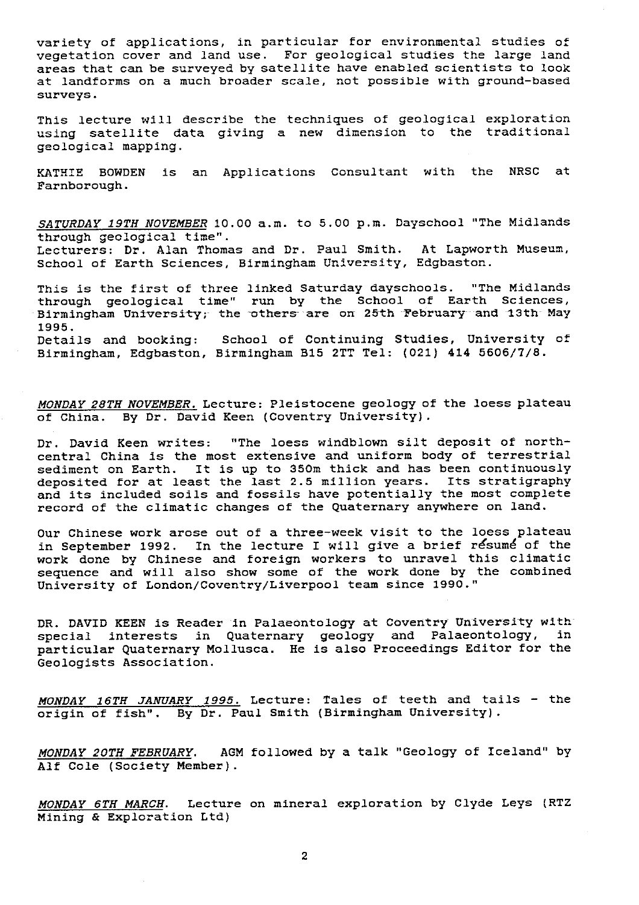variety of applications, in particular for environmental studies of vegetation cover and land use. For geological studies the large land areas that can be surveyed by satellite have enabled scientists to look at landforms on a much broader scale, not possible with ground-based surveys.

This lecture will describe the techniques of geological exploration using satellite data giving a new dimension to the traditional geological mapping.

KATHIE BOWDEN is an Applications Consultant with the NRSC at Farnborough.

*SATURDAY 19TH NOVEMBER* 10.00 a.m. to 5.00 p.m. Dayschool "The Midlands through geological time".
Lecturers: Dr. Alan Thomas and Dr. Paul Smith. At Lapworth Museum, School of Earth Sciences, Birmingham University, Edgbaston.

This is the first of three linked Saturday dayschools. "The Midlands through geological time" run by the School of Earth Sciences, Birmingham University; the others are on 25th February and 13th May 1995.
Details and booking: School of Continuing Studies, University of Birmingham, Edgbaston, Birmingham B15 2TT Tel: (021) 414 5606/7/8.

*MONDAY 28TH NOVEMBER.* Lecture: Pleistocene geology of the loess plateau of China. By Dr. David Keen (Coventry University).

Dr. David Keen writes: "The loess windblown silt deposit of north-central China is the most extensive and uniform body of terrestrial sediment on Earth. It is up to 350m thick and has been continuously deposited for at least the last 2.5 million years. Its stratigraphy and its included soils and fossils have potentially the most complete record of the climatic changes of the Quaternary anywhere on land.

Our Chinese work arose out of a three-week visit to the loess plateau in September 1992. In the lecture I will give a brief résumé of the work done by Chinese and foreign workers to unravel this climatic sequence and will also show some of the work done by the combined University of London/Coventry/Liverpool team since 1990."

DR. DAVID KEEN is Reader in Palaeontology at Coventry University with special interests in Quaternary geology and Palaeontology, in particular Quaternary Mollusca. He is also Proceedings Editor for the Geologists Association.

*MONDAY 16TH JANUARY 1995.* Lecture: Tales of teeth and tails - the origin of fish". By Dr. Paul Smith (Birmingham University).

*MONDAY 20TH FEBRUARY.* AGM followed by a talk "Geology of Iceland" by Alf Cole (Society Member).

*MONDAY 6TH MARCH.* Lecture on mineral exploration by Clyde Leys (RTZ Mining & Exploration Ltd)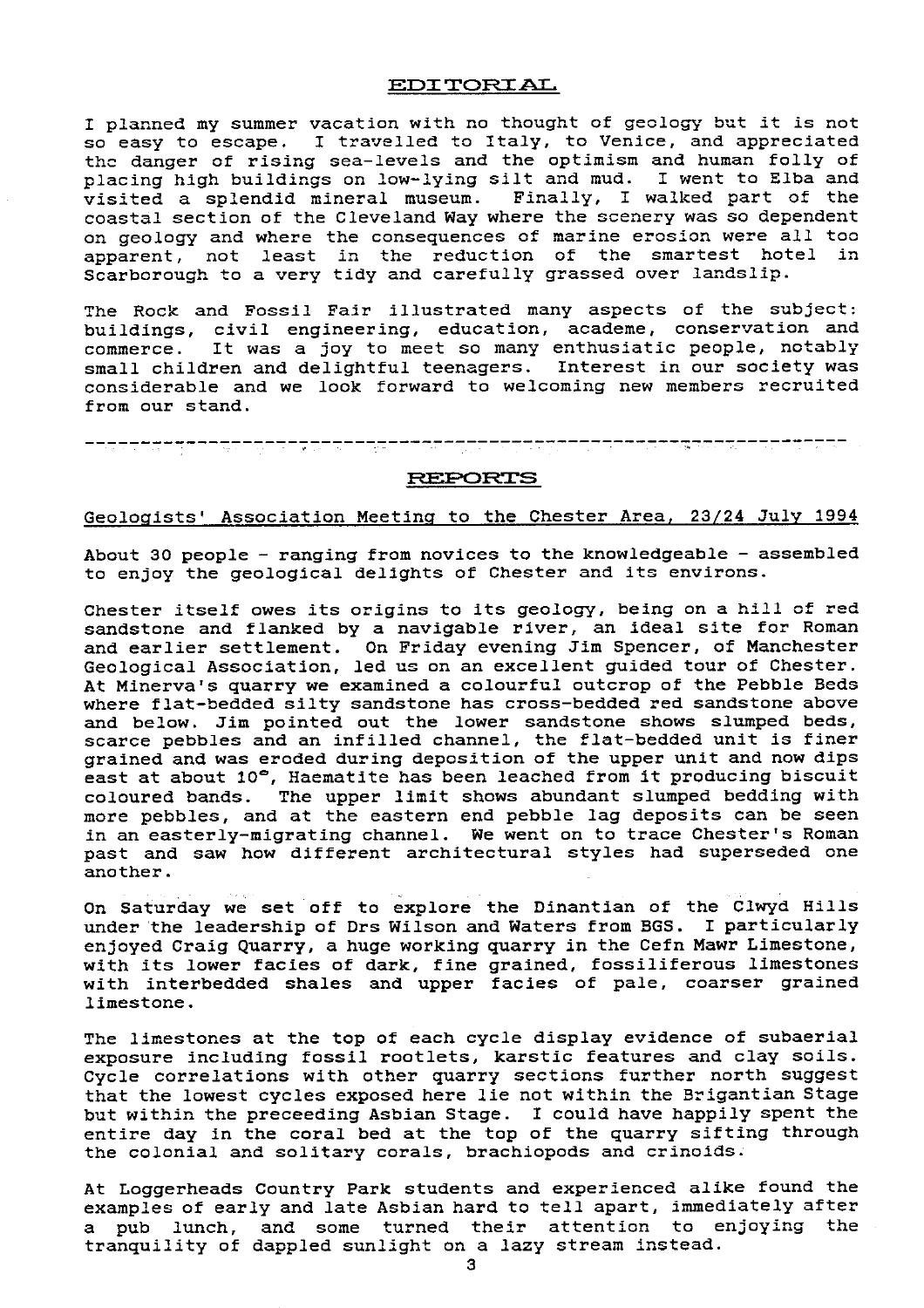## EDITORIAL

I planned my summer vacation with no thought of geology but it is not so easy to escape. I travelled to Italy, to Venice, and appreciated the danger of rising sea-levels and the optimism and human folly of placing high buildings on low-lying silt and mud. I went to Elba and visited a splendid mineral museum. Finally, I walked part of the coastal section of the Cleveland Way where the scenery was so dependent on geology and where the consequences of marine erosion were all too apparent, not least in the reduction of the smartest hotel in Scarborough to a very tidy and carefully grassed over landslip.

The Rock and Fossil Fair illustrated many aspects of the subject: buildings, civil engineering, education, academe, conservation and commerce. It was a joy to meet so many enthusiatic people, notably small children and delightful teenagers. Interest in our society was considerable and we look forward to welcoming new members recruited from our stand.

---

## REPORTS

### Geologists' Association Meeting to the Chester Area, 23/24 July 1994

About 30 people - ranging from novices to the knowledgeable - assembled to enjoy the geological delights of Chester and its environs.

Chester itself owes its origins to its geology, being on a hill of red sandstone and flanked by a navigable river, an ideal site for Roman and earlier settlement. On Friday evening Jim Spencer, of Manchester Geological Association, led us on an excellent guided tour of Chester. At Minerva's quarry we examined a colourful outcrop of the Pebble Beds where flat-bedded silty sandstone has cross-bedded red sandstone above and below. Jim pointed out the lower sandstone shows slumped beds, scarce pebbles and an infilled channel, the flat-bedded unit is finer grained and was eroded during deposition of the upper unit and now dips east at about 10°, Haematite has been leached from it producing biscuit coloured bands. The upper limit shows abundant slumped bedding with more pebbles, and at the eastern end pebble lag deposits can be seen in an easterly-migrating channel. We went on to trace Chester's Roman past and saw how different architectural styles had superseded one another.

On Saturday we set off to explore the Dinantian of the Clwyd Hills under the leadership of Drs Wilson and Waters from BGS. I particularly enjoyed Craig Quarry, a huge working quarry in the Cefn Mawr Limestone, with its lower facies of dark, fine grained, fossiliferous limestones with interbedded shales and upper facies of pale, coarser grained limestone.

The limestones at the top of each cycle display evidence of subaerial exposure including fossil rootlets, karstic features and clay soils. Cycle correlations with other quarry sections further north suggest that the lowest cycles exposed here lie not within the Brigantian Stage but within the preceeding Asbian Stage. I could have happily spent the entire day in the coral bed at the top of the quarry sifting through the colonial and solitary corals, brachiopods and crinoids.

At Loggerheads Country Park students and experienced alike found the examples of early and late Asbian hard to tell apart, immediately after a pub lunch, and some turned their attention to enjoying the tranquility of dappled sunlight on a lazy stream instead.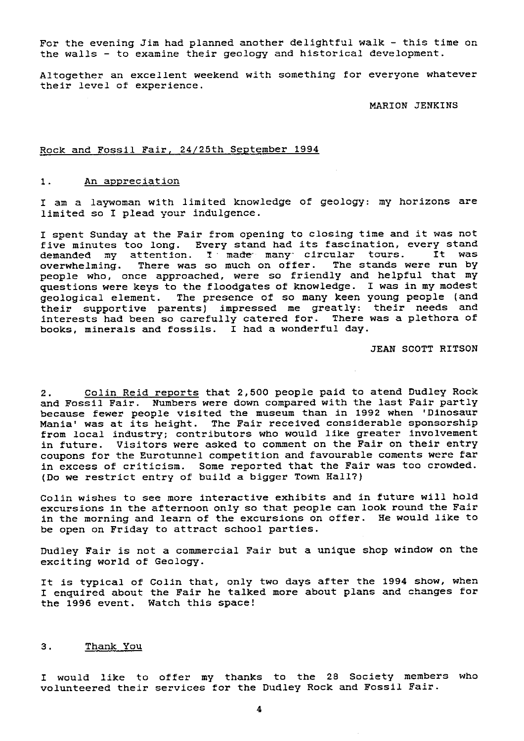For the evening Jim had planned another delightful walk - this time on the walls - to examine their geology and historical development.

Altogether an excellent weekend with something for everyone whatever their level of experience.

MARION JENKINS

## Rock and Fossil Fair, 24/25th September 1994

### 1. An appreciation

I am a laywoman with limited knowledge of geology: my horizons are limited so I plead your indulgence.

I spent Sunday at the Fair from opening to closing time and it was not five minutes too long. Every stand had its fascination, every stand demanded my attention. I made many circular tours. It was overwhelming. There was so much on offer. The stands were run by people who, once approached, were so friendly and helpful that my questions were keys to the floodgates of knowledge. I was in my modest geological element. The presence of so many keen young people (and their supportive parents) impressed me greatly: their needs and interests had been so carefully catered for. There was a plethora of books, minerals and fossils. I had a wonderful day.

JEAN SCOTT RITSON

### 2. Colin Reid reports

Colin Reid reports that 2,500 people paid to atend Dudley Rock and Fossil Fair. Numbers were down compared with the last Fair partly because fewer people visited the museum than in 1992 when 'Dinosaur Mania' was at its height. The Fair received considerable sponsorship from local industry; contributors who would like greater involvement in future. Visitors were asked to comment on the Fair on their entry coupons for the Eurotunnel competition and favourable coments were far in excess of criticism. Some reported that the Fair was too crowded. (Do we restrict entry of build a bigger Town Hall?)

Colin wishes to see more interactive exhibits and in future will hold excursions in the afternoon only so that people can look round the Fair in the morning and learn of the excursions on offer. He would like to be open on Friday to attract school parties.

Dudley Fair is not a commercial Fair but a unique shop window on the exciting world of Geology.

It is typical of Colin that, only two days after the 1994 show, when I enquired about the Fair he talked more about plans and changes for the 1996 event. Watch this space!

### 3. Thank You

I would like to offer my thanks to the 28 Society members who volunteered their services for the Dudley Rock and Fossil Fair.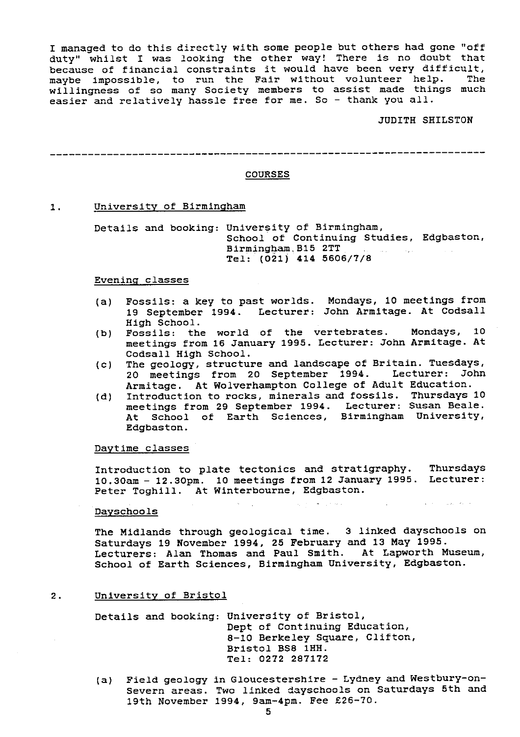I managed to do this directly with some people but others had gone "off duty" whilst I was looking the other way! There is no doubt that because of financial constraints it would have been very difficult, maybe impossible, to run the Fair without volunteer help. The willingness of so many Society members to assist made things much easier and relatively hassle free for me. So - thank you all.

JUDITH SHILSTON

---

## COURSES

### 1. University of Birmingham

Details and booking: University of Birmingham,
School of Continuing Studies, Edgbaston,
Birmingham B15 2TT
Tel: (021) 414 5606/7/8

#### Evening classes

- (a) Fossils: a key to past worlds. Mondays, 10 meetings from 19 September 1994. Lecturer: John Armitage. At Codsall High School.
- (b) Fossils: the world of the vertebrates. Mondays, 10 meetings from 16 January 1995. Lecturer: John Armitage. At Codsall High School.
- (c) The geology, structure and landscape of Britain. Tuesdays, 20 meetings from 20 September 1994. Lecturer: John Armitage. At Wolverhampton College of Adult Education.
- (d) Introduction to rocks, minerals and fossils. Thursdays 10 meetings from 29 September 1994. Lecturer: Susan Beale. At School of Earth Sciences, Birmingham University, Edgbaston.

#### Daytime classes

Introduction to plate tectonics and stratigraphy. Thursdays 10.30am - 12.30pm. 10 meetings from 12 January 1995. Lecturer: Peter Toghill. At Winterbourne, Edgbaston.

#### Dayschools

The Midlands through geological time. 3 linked dayschools on Saturdays 19 November 1994, 25 February and 13 May 1995. Lecturers: Alan Thomas and Paul Smith. At Lapworth Museum, School of Earth Sciences, Birmingham University, Edgbaston.

### 2. University of Bristol

Details and booking: University of Bristol,
Dept of Continuing Education,
8-10 Berkeley Square, Clifton,
Bristol BS8 1HH.
Tel: 0272 287172

- (a) Field geology in Gloucestershire - Lydney and Westbury-on-Severn areas. Two linked dayschools on Saturdays 5th and 19th November 1994, 9am-4pm. Fee £26-70.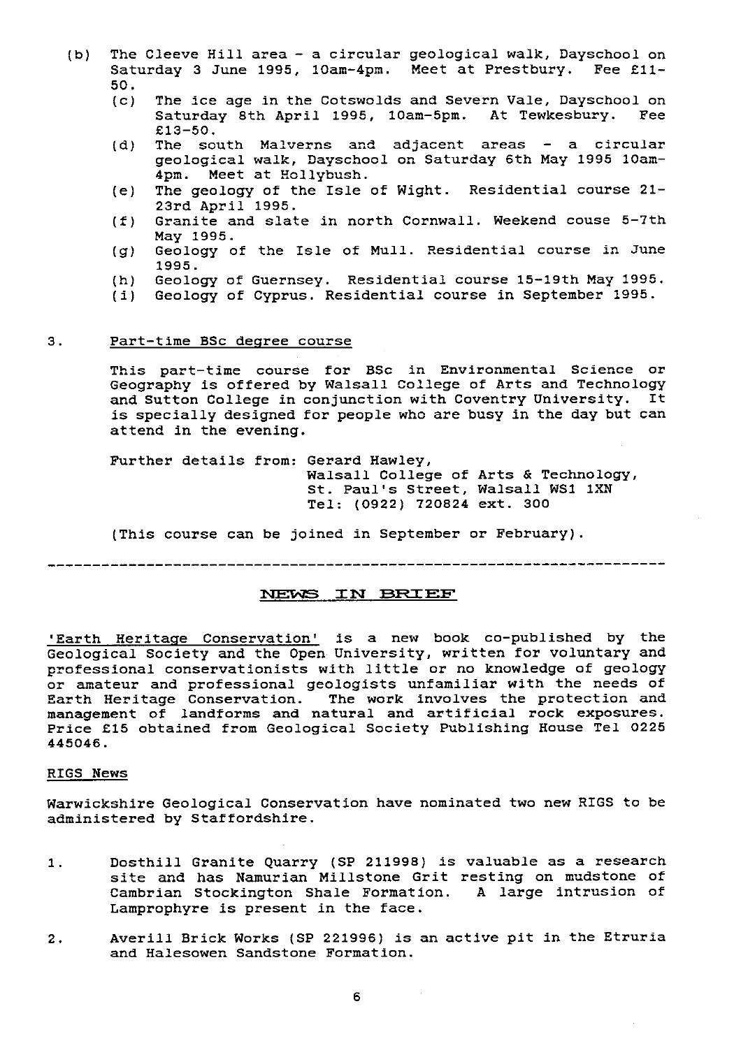(b) The Cleeve Hill area - a circular geological walk, Dayschool on Saturday 3 June 1995, 10am-4pm. Meet at Prestbury. Fee £11-50.

(c) The ice age in the Cotswolds and Severn Vale, Dayschool on Saturday 8th April 1995, 10am-5pm. At Tewkesbury. Fee £13-50.

(d) The south Malverns and adjacent areas - a circular geological walk, Dayschool on Saturday 6th May 1995 10am-4pm. Meet at Hollybush.

(e) The geology of the Isle of Wight. Residential course 21-23rd April 1995.

(f) Granite and slate in north Cornwall. Weekend couse 5-7th May 1995.

(g) Geology of the Isle of Mull. Residential course in June 1995.

(h) Geology of Guernsey. Residential course 15-19th May 1995.

(i) Geology of Cyprus. Residential course in September 1995.

3. Part-time BSc degree course

This part-time course for BSc in Environmental Science or Geography is offered by Walsall College of Arts and Technology and Sutton College in conjunction with Coventry University. It is specially designed for people who are busy in the day but can attend in the evening.

Further details from: Gerard Hawley,
Walsall College of Arts & Technology,
St. Paul's Street, Walsall WS1 1XN
Tel: (0922) 720824 ext. 300

(This course can be joined in September or February).

---

## NEWS IN BRIEF

'Earth Heritage Conservation' is a new book co-published by the Geological Society and the Open University, written for voluntary and professional conservationists with little or no knowledge of geology or amateur and professional geologists unfamiliar with the needs of Earth Heritage Conservation. The work involves the protection and management of landforms and natural and artificial rock exposures. Price £15 obtained from Geological Society Publishing House Tel 0225 445046.

### RIGS News

Warwickshire Geological Conservation have nominated two new RIGS to be administered by Staffordshire.

1. Dosthill Granite Quarry (SP 211998) is valuable as a research site and has Namurian Millstone Grit resting on mudstone of Cambrian Stockington Shale Formation. A large intrusion of Lamprophyre is present in the face.

2. Averill Brick Works (SP 221996) is an active pit in the Etruria and Halesowen Sandstone Formation.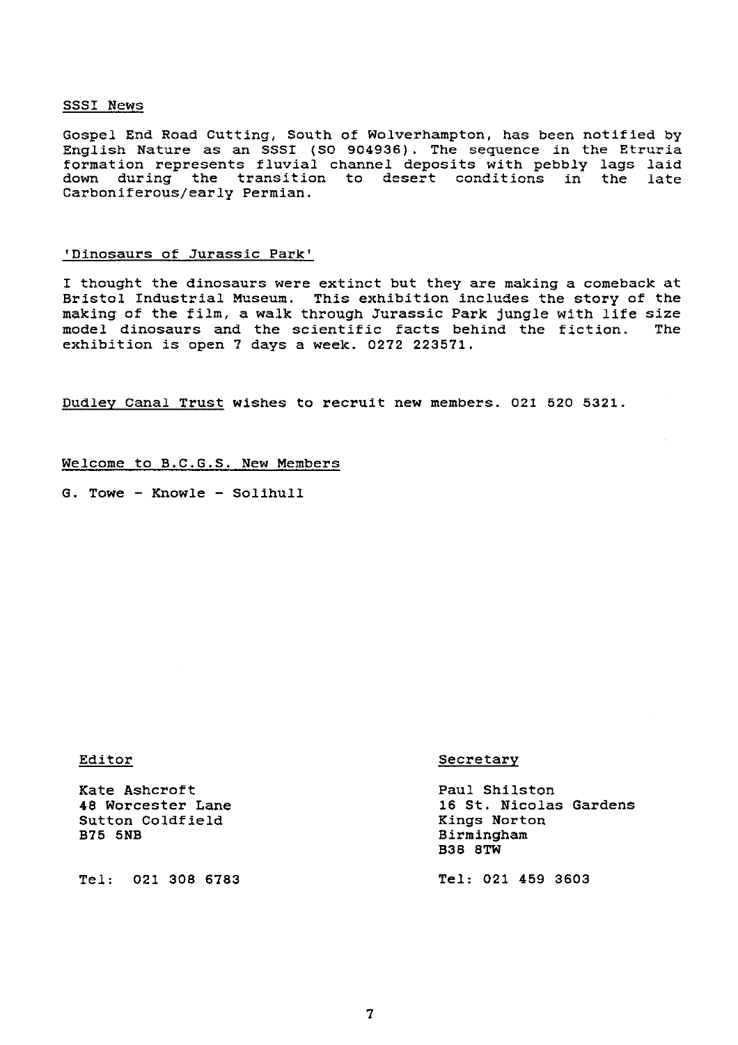## SSSI News

Gospel End Road Cutting, South of Wolverhampton, has been notified by English Nature as an SSSI (SO 904936). The sequence in the Etruria formation represents fluvial channel deposits with pebbly lags laid down during the transition to desert conditions in the late Carboniferous/early Permian.

## 'Dinosaurs of Jurassic Park'

I thought the dinosaurs were extinct but they are making a comeback at Bristol Industrial Museum. This exhibition includes the story of the making of the film, a walk through Jurassic Park jungle with life size model dinosaurs and the scientific facts behind the fiction. The exhibition is open 7 days a week. 0272 223571.

Dudley Canal Trust wishes to recruit new members. 021 520 5321.

## Welcome to B.C.G.S. New Members

G. Towe - Knowle - Solihull

**Editor**

Kate Ashcroft
48 Worcester Lane
Sutton Coldfield
B75 5NB

Tel: 021 308 6783

**Secretary**

Paul Shilston
16 St. Nicolas Gardens
Kings Norton
Birmingham
B38 8TW

Tel: 021 459 3603